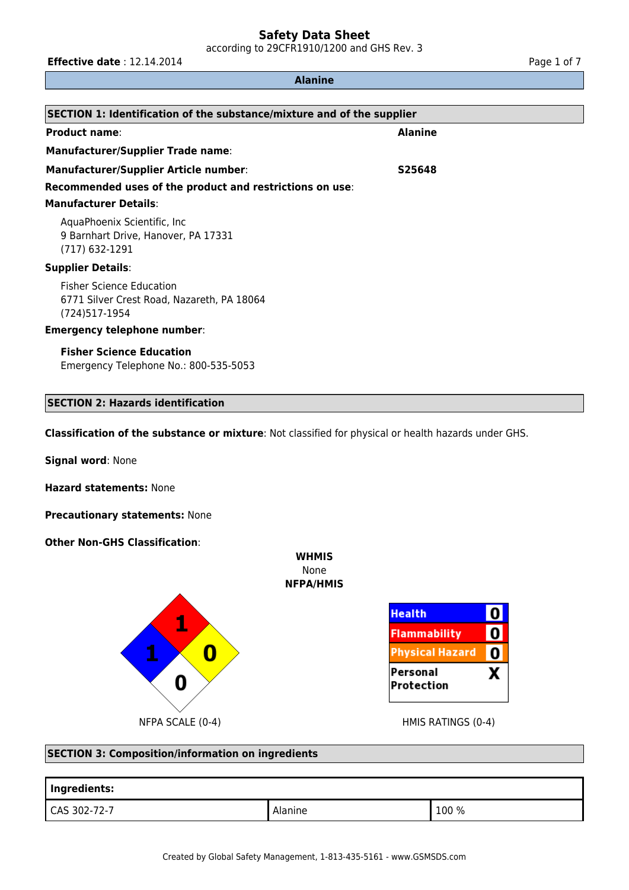# Safety Data Sheet

according to 29CFR1910/1200 and GHS Rev. 3

**Effective date** : 12.14.2014

## Alanine

## SECTION 1: Identification of the substance/mixture and of the supplier

**Product name**: **Alanine**

**Manufacturer/Supplier Trade name**:

**Manufacturer/Supplier Article number**: **S25648**

**Recommended uses of the product and restrictions on use**:

**Manufacturer Details**:

AquaPhoenix Scientific, Inc
9 Barnhart Drive, Hanover, PA 17331
(717) 632-1291

**Supplier Details**:

Fisher Science Education
6771 Silver Crest Road, Nazareth, PA 18064
(724)517-1954

**Emergency telephone number**:

**Fisher Science Education**
Emergency Telephone No.: 800-535-5053

## SECTION 2: Hazards identification

**Classification of the substance or mixture**: Not classified for physical or health hazards under GHS.

**Signal word**: None

**Hazard statements:** None

**Precautionary statements:** None

**Other Non-GHS Classification**:

**WHMIS**
None

**NFPA/HMIS**

NFPA: Health 1, Flammability 1, Reactivity 0, Special 0

NFPA SCALE (0-4)

| HMIS | |
|---|---|
| Health | 0 |
| Flammability | 0 |
| Physical Hazard | 0 |
| Personal Protection | X |

HMIS RATINGS (0-4)

## SECTION 3: Composition/information on ingredients

| **Ingredients:** | | |
|---|---|---|
| CAS 302-72-7 | Alanine | 100 % |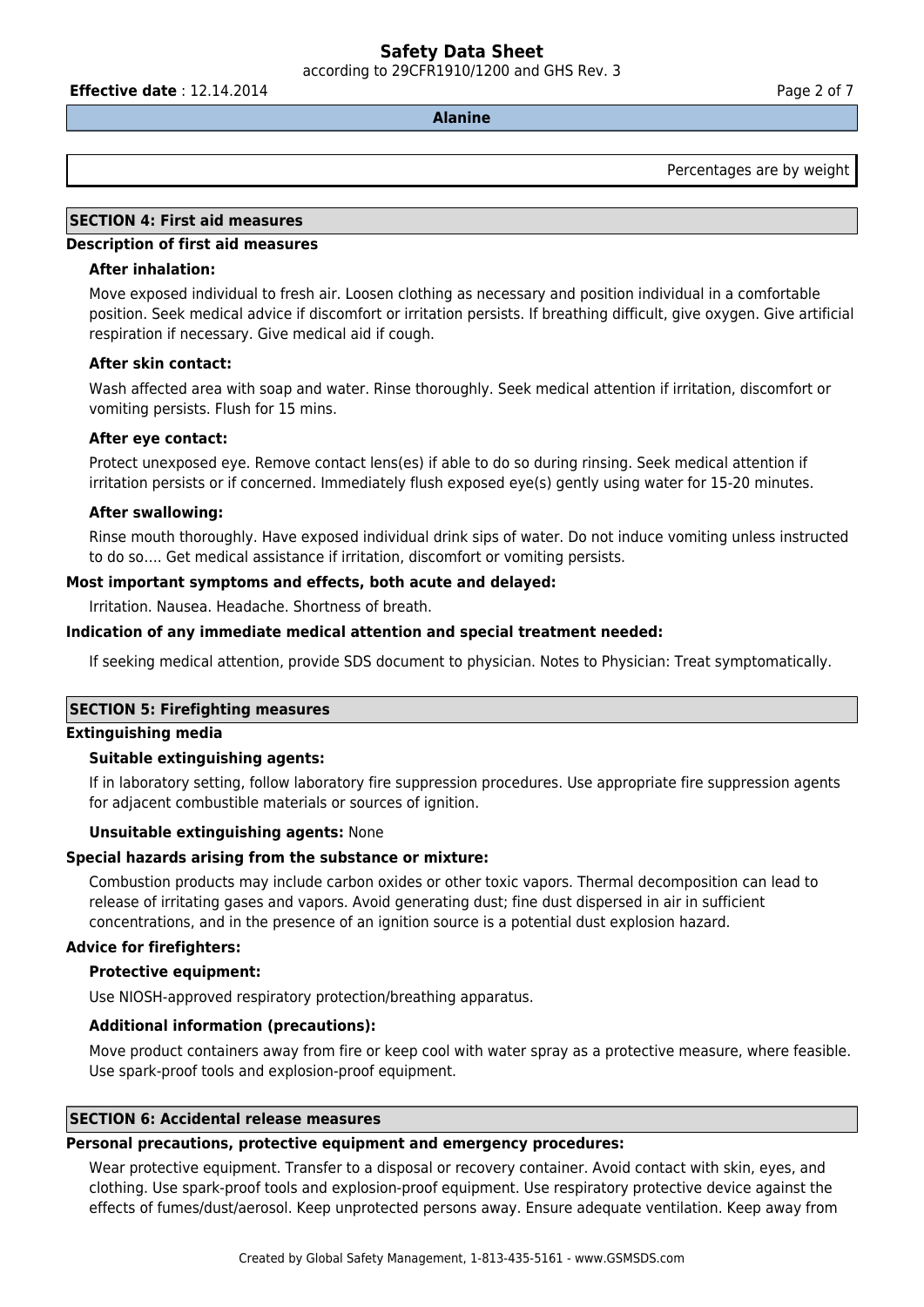Percentages are by weight

## SECTION 4: First aid measures

### Description of first aid measures

**After inhalation:**

Move exposed individual to fresh air. Loosen clothing as necessary and position individual in a comfortable position. Seek medical advice if discomfort or irritation persists. If breathing difficult, give oxygen. Give artificial respiration if necessary. Give medical aid if cough.

**After skin contact:**

Wash affected area with soap and water. Rinse thoroughly. Seek medical attention if irritation, discomfort or vomiting persists. Flush for 15 mins.

**After eye contact:**

Protect unexposed eye. Remove contact lens(es) if able to do so during rinsing. Seek medical attention if irritation persists or if concerned. Immediately flush exposed eye(s) gently using water for 15-20 minutes.

**After swallowing:**

Rinse mouth thoroughly. Have exposed individual drink sips of water. Do not induce vomiting unless instructed to do so.... Get medical assistance if irritation, discomfort or vomiting persists.

### Most important symptoms and effects, both acute and delayed:

Irritation. Nausea. Headache. Shortness of breath.

### Indication of any immediate medical attention and special treatment needed:

If seeking medical attention, provide SDS document to physician. Notes to Physician: Treat symptomatically.

## SECTION 5: Firefighting measures

### Extinguishing media

**Suitable extinguishing agents:**

If in laboratory setting, follow laboratory fire suppression procedures. Use appropriate fire suppression agents for adjacent combustible materials or sources of ignition.

**Unsuitable extinguishing agents:** None

### Special hazards arising from the substance or mixture:

Combustion products may include carbon oxides or other toxic vapors. Thermal decomposition can lead to release of irritating gases and vapors. Avoid generating dust; fine dust dispersed in air in sufficient concentrations, and in the presence of an ignition source is a potential dust explosion hazard.

### Advice for firefighters:

**Protective equipment:**

Use NIOSH-approved respiratory protection/breathing apparatus.

**Additional information (precautions):**

Move product containers away from fire or keep cool with water spray as a protective measure, where feasible. Use spark-proof tools and explosion-proof equipment.

## SECTION 6: Accidental release measures

### Personal precautions, protective equipment and emergency procedures:

Wear protective equipment. Transfer to a disposal or recovery container. Avoid contact with skin, eyes, and clothing. Use spark-proof tools and explosion-proof equipment. Use respiratory protective device against the effects of fumes/dust/aerosol. Keep unprotected persons away. Ensure adequate ventilation. Keep away from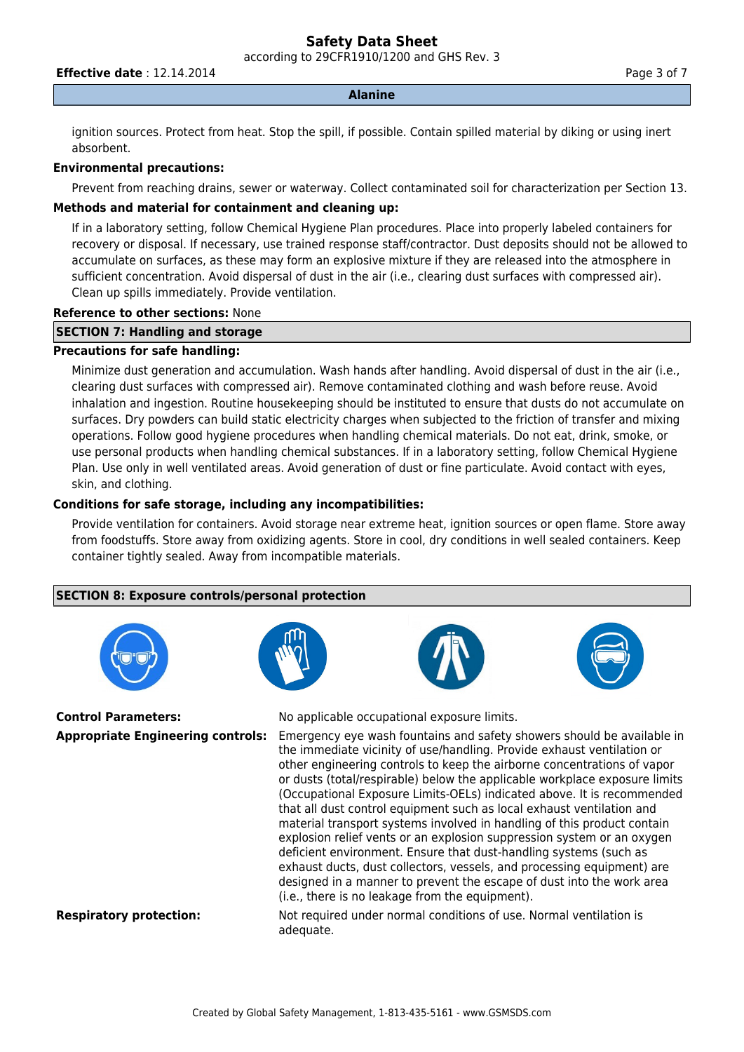ignition sources. Protect from heat. Stop the spill, if possible. Contain spilled material by diking or using inert absorbent.

**Environmental precautions:**

Prevent from reaching drains, sewer or waterway. Collect contaminated soil for characterization per Section 13.

**Methods and material for containment and cleaning up:**

If in a laboratory setting, follow Chemical Hygiene Plan procedures. Place into properly labeled containers for recovery or disposal. If necessary, use trained response staff/contractor. Dust deposits should not be allowed to accumulate on surfaces, as these may form an explosive mixture if they are released into the atmosphere in sufficient concentration. Avoid dispersal of dust in the air (i.e., clearing dust surfaces with compressed air). Clean up spills immediately. Provide ventilation.

**Reference to other sections:** None

## SECTION 7: Handling and storage

**Precautions for safe handling:**

Minimize dust generation and accumulation. Wash hands after handling. Avoid dispersal of dust in the air (i.e., clearing dust surfaces with compressed air). Remove contaminated clothing and wash before reuse. Avoid inhalation and ingestion. Routine housekeeping should be instituted to ensure that dusts do not accumulate on surfaces. Dry powders can build static electricity charges when subjected to the friction of transfer and mixing operations. Follow good hygiene procedures when handling chemical materials. Do not eat, drink, smoke, or use personal products when handling chemical substances. If in a laboratory setting, follow Chemical Hygiene Plan. Use only in well ventilated areas. Avoid generation of dust or fine particulate. Avoid contact with eyes, skin, and clothing.

**Conditions for safe storage, including any incompatibilities:**

Provide ventilation for containers. Avoid storage near extreme heat, ignition sources or open flame. Store away from foodstuffs. Store away from oxidizing agents. Store in cool, dry conditions in well sealed containers. Keep container tightly sealed. Away from incompatible materials.

## SECTION 8: Exposure controls/personal protection

**Control Parameters:** No applicable occupational exposure limits.

**Appropriate Engineering controls:** Emergency eye wash fountains and safety showers should be available in the immediate vicinity of use/handling. Provide exhaust ventilation or other engineering controls to keep the airborne concentrations of vapor or dusts (total/respirable) below the applicable workplace exposure limits (Occupational Exposure Limits-OELs) indicated above. It is recommended that all dust control equipment such as local exhaust ventilation and material transport systems involved in handling of this product contain explosion relief vents or an explosion suppression system or an oxygen deficient environment. Ensure that dust-handling systems (such as exhaust ducts, dust collectors, vessels, and processing equipment) are designed in a manner to prevent the escape of dust into the work area (i.e., there is no leakage from the equipment).

**Respiratory protection:** Not required under normal conditions of use. Normal ventilation is adequate.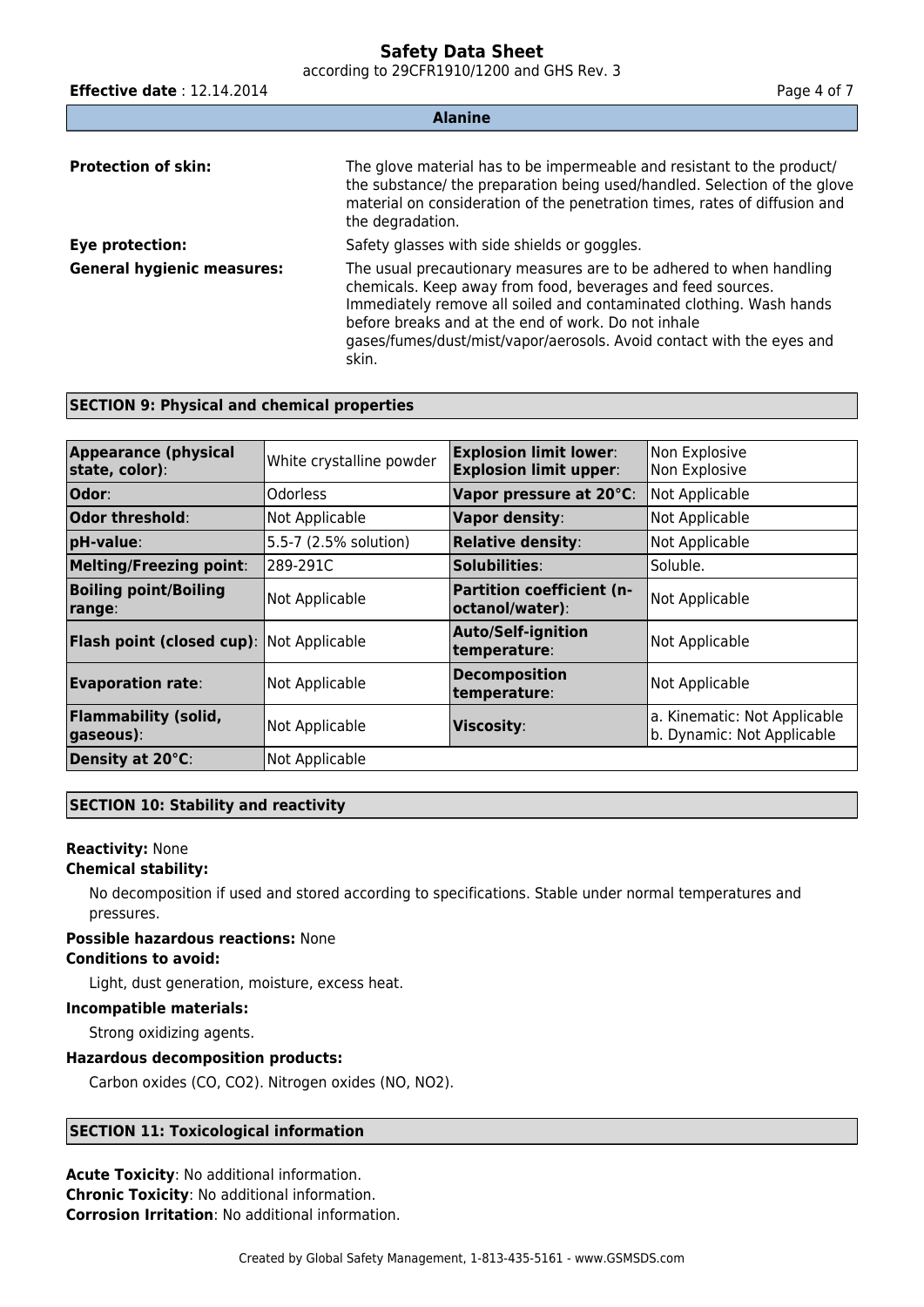**Protection of skin:** The glove material has to be impermeable and resistant to the product/ the substance/ the preparation being used/handled. Selection of the glove material on consideration of the penetration times, rates of diffusion and the degradation.

**Eye protection:** Safety glasses with side shields or goggles.

**General hygienic measures:** The usual precautionary measures are to be adhered to when handling chemicals. Keep away from food, beverages and feed sources. Immediately remove all soiled and contaminated clothing. Wash hands before breaks and at the end of work. Do not inhale gases/fumes/dust/mist/vapor/aerosols. Avoid contact with the eyes and skin.

## SECTION 9: Physical and chemical properties

| Property | Value | Property | Value |
|---|---|---|---|
| **Appearance (physical state, color)**: | White crystalline powder | **Explosion limit lower**: **Explosion limit upper**: | Non Explosive Non Explosive |
| **Odor**: | Odorless | **Vapor pressure at 20°C**: | Not Applicable |
| **Odor threshold**: | Not Applicable | **Vapor density**: | Not Applicable |
| **pH-value**: | 5.5-7 (2.5% solution) | **Relative density**: | Not Applicable |
| **Melting/Freezing point**: | 289-291C | **Solubilities**: | Soluble. |
| **Boiling point/Boiling range**: | Not Applicable | **Partition coefficient (n-octanol/water)**: | Not Applicable |
| **Flash point (closed cup)**: | Not Applicable | **Auto/Self-ignition temperature**: | Not Applicable |
| **Evaporation rate**: | Not Applicable | **Decomposition temperature**: | Not Applicable |
| **Flammability (solid, gaseous)**: | Not Applicable | **Viscosity**: | a. Kinematic: Not Applicable b. Dynamic: Not Applicable |
| **Density at 20°C**: | Not Applicable | | |

## SECTION 10: Stability and reactivity

**Reactivity:** None

**Chemical stability:**

No decomposition if used and stored according to specifications. Stable under normal temperatures and pressures.

**Possible hazardous reactions:** None

**Conditions to avoid:**

Light, dust generation, moisture, excess heat.

**Incompatible materials:**

Strong oxidizing agents.

**Hazardous decomposition products:**

Carbon oxides ($CO$, $CO_2$). Nitrogen oxides ($NO$, $NO_2$).

## SECTION 11: Toxicological information

**Acute Toxicity**: No additional information.
**Chronic Toxicity**: No additional information.
**Corrosion Irritation**: No additional information.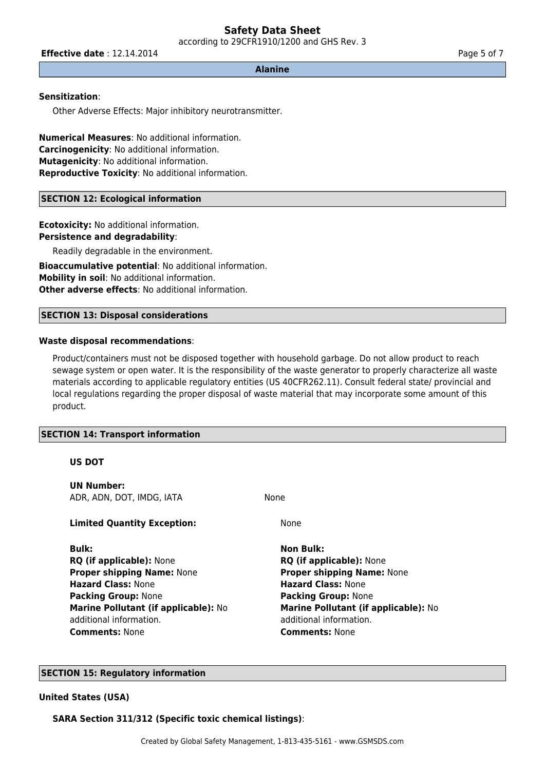**Sensitization**:

Other Adverse Effects: Major inhibitory neurotransmitter.

**Numerical Measures**: No additional information.
**Carcinogenicity**: No additional information.
**Mutagenicity**: No additional information.
**Reproductive Toxicity**: No additional information.

## SECTION 12: Ecological information

**Ecotoxicity:** No additional information.
**Persistence and degradability**:

Readily degradable in the environment.

**Bioaccumulative potential**: No additional information.
**Mobility in soil**: No additional information.
**Other adverse effects**: No additional information.

## SECTION 13: Disposal considerations

**Waste disposal recommendations**:

Product/containers must not be disposed together with household garbage. Do not allow product to reach sewage system or open water. It is the responsibility of the waste generator to properly characterize all waste materials according to applicable regulatory entities (US 40CFR262.11). Consult federal state/ provincial and local regulations regarding the proper disposal of waste material that may incorporate some amount of this product.

## SECTION 14: Transport information

**US DOT**

**UN Number:**
ADR, ADN, DOT, IMDG, IATA: None

**Limited Quantity Exception:** None

**Bulk:**
**RQ (if applicable):** None
**Proper shipping Name:** None
**Hazard Class:** None
**Packing Group:** None
**Marine Pollutant (if applicable):** No additional information.
**Comments:** None

**Non Bulk:**
**RQ (if applicable):** None
**Proper shipping Name:** None
**Hazard Class:** None
**Packing Group:** None
**Marine Pollutant (if applicable):** No additional information.
**Comments:** None

## SECTION 15: Regulatory information

**United States (USA)**

**SARA Section 311/312 (Specific toxic chemical listings)**: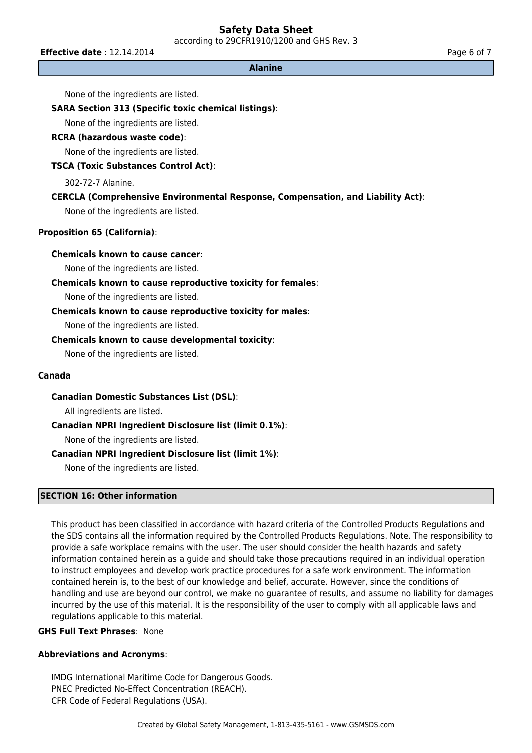None of the ingredients are listed.

**SARA Section 313 (Specific toxic chemical listings)**:

None of the ingredients are listed.

**RCRA (hazardous waste code)**:

None of the ingredients are listed.

**TSCA (Toxic Substances Control Act)**:

302-72-7 Alanine.

**CERCLA (Comprehensive Environmental Response, Compensation, and Liability Act)**:

None of the ingredients are listed.

**Proposition 65 (California)**:

**Chemicals known to cause cancer**:

None of the ingredients are listed.

**Chemicals known to cause reproductive toxicity for females**:

None of the ingredients are listed.

**Chemicals known to cause reproductive toxicity for males**:

None of the ingredients are listed.

**Chemicals known to cause developmental toxicity**:

None of the ingredients are listed.

**Canada**

**Canadian Domestic Substances List (DSL)**:

All ingredients are listed.

**Canadian NPRI Ingredient Disclosure list (limit 0.1%)**:

None of the ingredients are listed.

**Canadian NPRI Ingredient Disclosure list (limit 1%)**:

None of the ingredients are listed.

## SECTION 16: Other information

This product has been classified in accordance with hazard criteria of the Controlled Products Regulations and the SDS contains all the information required by the Controlled Products Regulations. Note. The responsibility to provide a safe workplace remains with the user. The user should consider the health hazards and safety information contained herein as a guide and should take those precautions required in an individual operation to instruct employees and develop work practice procedures for a safe work environment. The information contained herein is, to the best of our knowledge and belief, accurate. However, since the conditions of handling and use are beyond our control, we make no guarantee of results, and assume no liability for damages incurred by the use of this material. It is the responsibility of the user to comply with all applicable laws and regulations applicable to this material.

**GHS Full Text Phrases**: None

**Abbreviations and Acronyms**:

IMDG International Maritime Code for Dangerous Goods.
PNEC Predicted No-Effect Concentration (REACH).
CFR Code of Federal Regulations (USA).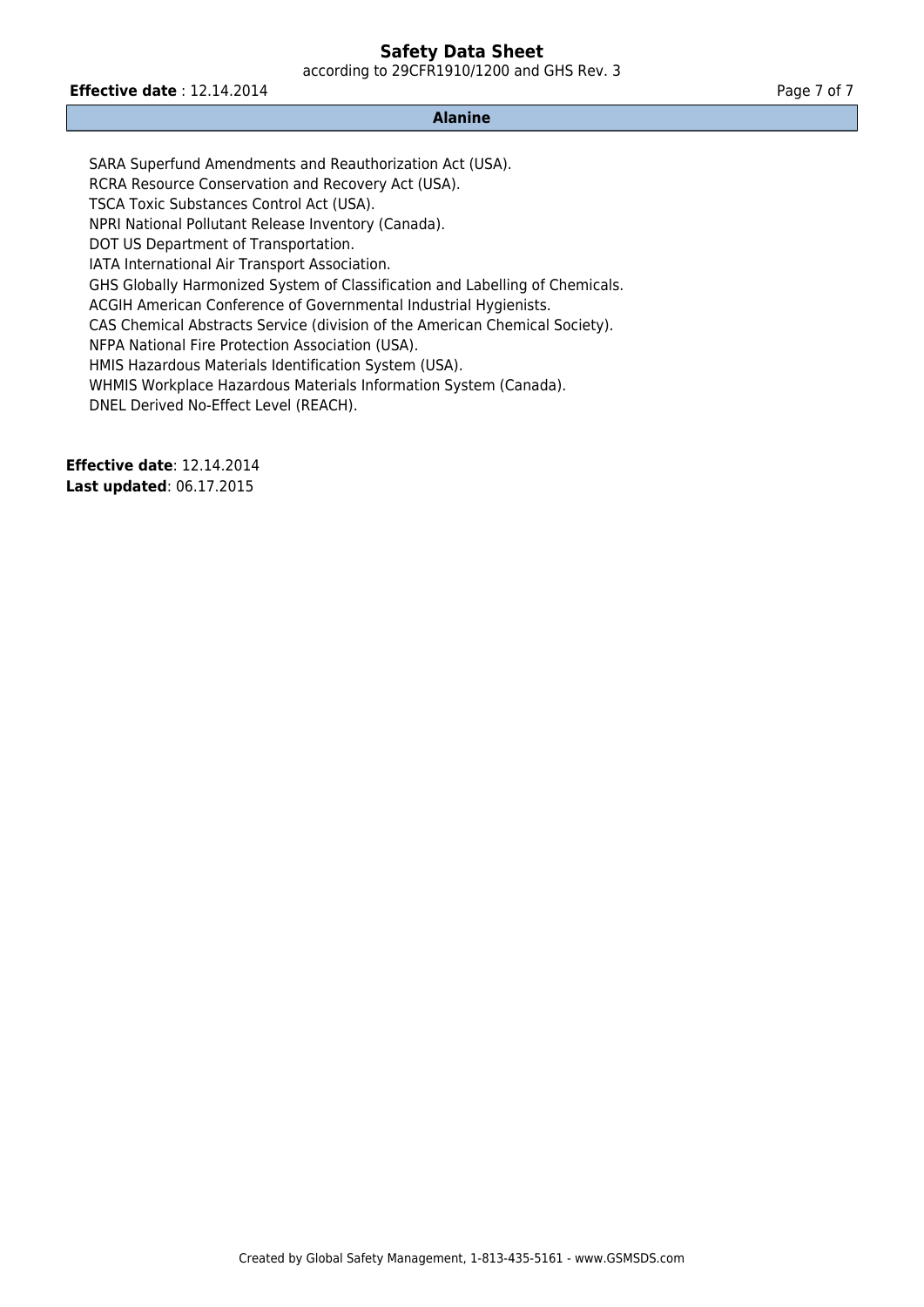SARA Superfund Amendments and Reauthorization Act (USA).
RCRA Resource Conservation and Recovery Act (USA).
TSCA Toxic Substances Control Act (USA).
NPRI National Pollutant Release Inventory (Canada).
DOT US Department of Transportation.
IATA International Air Transport Association.
GHS Globally Harmonized System of Classification and Labelling of Chemicals.
ACGIH American Conference of Governmental Industrial Hygienists.
CAS Chemical Abstracts Service (division of the American Chemical Society).
NFPA National Fire Protection Association (USA).
HMIS Hazardous Materials Identification System (USA).
WHMIS Workplace Hazardous Materials Information System (Canada).
DNEL Derived No-Effect Level (REACH).

**Effective date**: 12.14.2014
**Last updated**: 06.17.2015